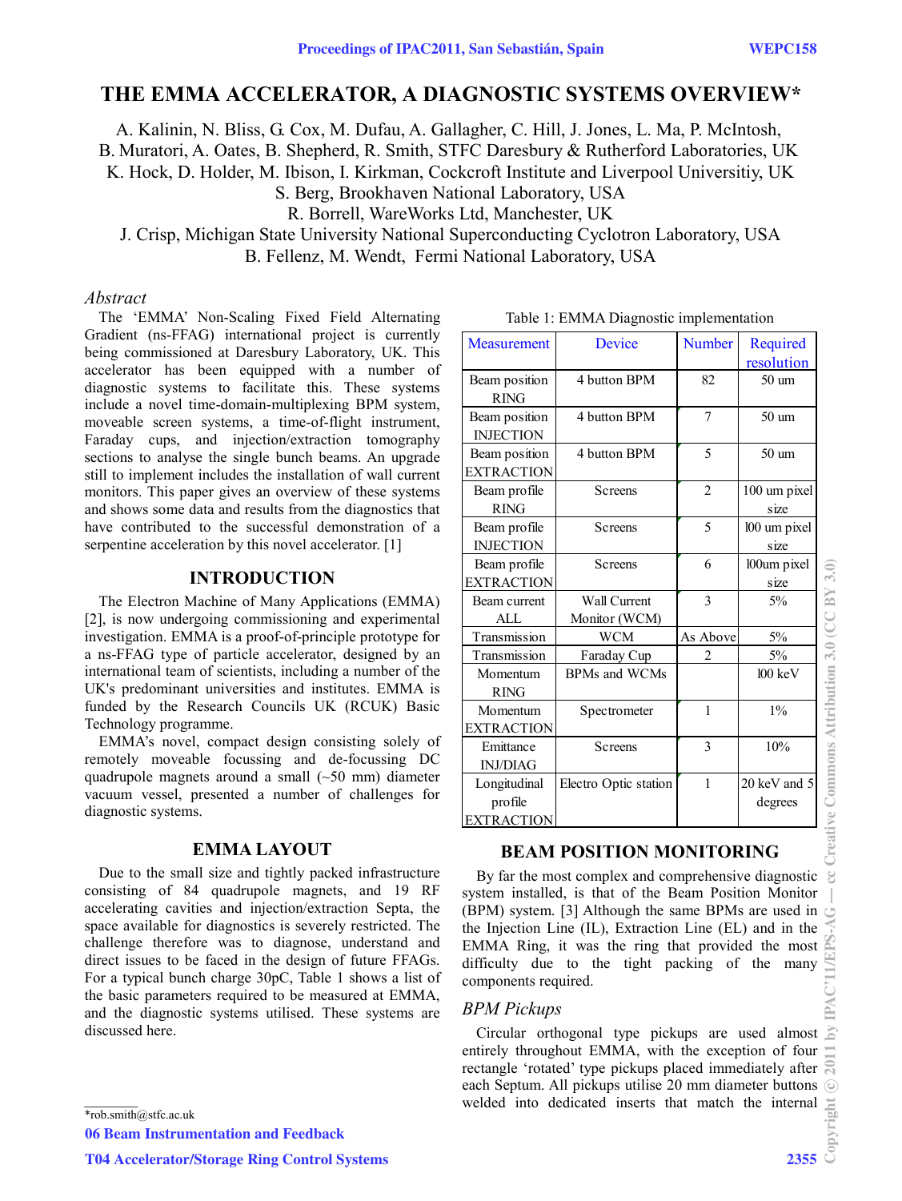# THE EMMA ACCELERATOR, A DIAGNOSTIC SYSTEMS OVERVIEW*

A. Kalinin, N. Bliss, G. Cox, M. Dufau, A. Gallagher, C. Hill, J. Jones, L. Ma, P. McIntosh, B. Muratori, A. Oates, B. Shepherd, R. Smith, STFC Daresbury & Rutherford Laboratories, UK
K. Hock, D. Holder, M. Ibison, I. Kirkman, Cockcroft Institute and Liverpool Universitiy, UK
S. Berg, Brookhaven National Laboratory, USA
R. Borrell, WareWorks Ltd, Manchester, UK
J. Crisp, Michigan State University National Superconducting Cyclotron Laboratory, USA
B. Fellenz, M. Wendt, Fermi National Laboratory, USA

### *Abstract*

The 'EMMA' Non-Scaling Fixed Field Alternating Gradient (ns-FFAG) international project is currently being commissioned at Daresbury Laboratory, UK. This accelerator has been equipped with a number of diagnostic systems to facilitate this. These systems include a novel time-domain-multiplexing BPM system, moveable screen systems, a time-of-flight instrument, Faraday cups, and injection/extraction tomography sections to analyse the single bunch beams. An upgrade still to implement includes the installation of wall current monitors. This paper gives an overview of these systems and shows some data and results from the diagnostics that have contributed to the successful demonstration of a serpentine acceleration by this novel accelerator. [1]

## INTRODUCTION

The Electron Machine of Many Applications (EMMA) [2], is now undergoing commissioning and experimental investigation. EMMA is a proof-of-principle prototype for a ns-FFAG type of particle accelerator, designed by an international team of scientists, including a number of the UK's predominant universities and institutes. EMMA is funded by the Research Councils UK (RCUK) Basic Technology programme.

EMMA's novel, compact design consisting solely of remotely moveable focussing and de-focussing DC quadrupole magnets around a small (~50 mm) diameter vacuum vessel, presented a number of challenges for diagnostic systems.

## EMMA LAYOUT

Due to the small size and tightly packed infrastructure consisting of 84 quadrupole magnets, and 19 RF accelerating cavities and injection/extraction Septa, the space available for diagnostics is severely restricted. The challenge therefore was to diagnose, understand and direct issues to be faced in the design of future FFAGs. For a typical bunch charge 30pC, Table 1 shows a list of the basic parameters required to be measured at EMMA, and the diagnostic systems utilised. These systems are discussed here.

Table 1: EMMA Diagnostic implementation

| Measurement | Device | Number | Required resolution |
|---|---|---|---|
| Beam position RING | 4 button BPM | 82 | 50 um |
| Beam position INJECTION | 4 button BPM | 7 | 50 um |
| Beam position EXTRACTION | 4 button BPM | 5 | 50 um |
| Beam profile RING | Screens | 2 | 100 um pixel size |
| Beam profile INJECTION | Screens | 5 | l00 um pixel size |
| Beam profile EXTRACTION | Screens | 6 | l00um pixel size |
| Beam current ALL | Wall Current Monitor (WCM) | 3 | 5% |
| Transmission | WCM | As Above | 5% |
| Transmission | Faraday Cup | 2 | 5% |
| Momentum RING | BPMs and WCMs | | l00 keV |
| Momentum EXTRACTION | Spectrometer | 1 | 1% |
| Emittance INJ/DIAG | Screens | 3 | 10% |
| Longitudinal profile EXTRACTION | Electro Optic station | 1 | 20 keV and 5 degrees |

## BEAM POSITION MONITORING

By far the most complex and comprehensive diagnostic system installed, is that of the Beam Position Monitor (BPM) system. [3] Although the same BPMs are used in the Injection Line (IL), Extraction Line (EL) and in the EMMA Ring, it was the ring that provided the most difficulty due to the tight packing of the many components required.

### *BPM Pickups*

Circular orthogonal type pickups are used almost entirely throughout EMMA, with the exception of four rectangle 'rotated' type pickups placed immediately after each Septum. All pickups utilise 20 mm diameter buttons welded into dedicated inserts that match the internal

*rob.smith@stfc.ac.uk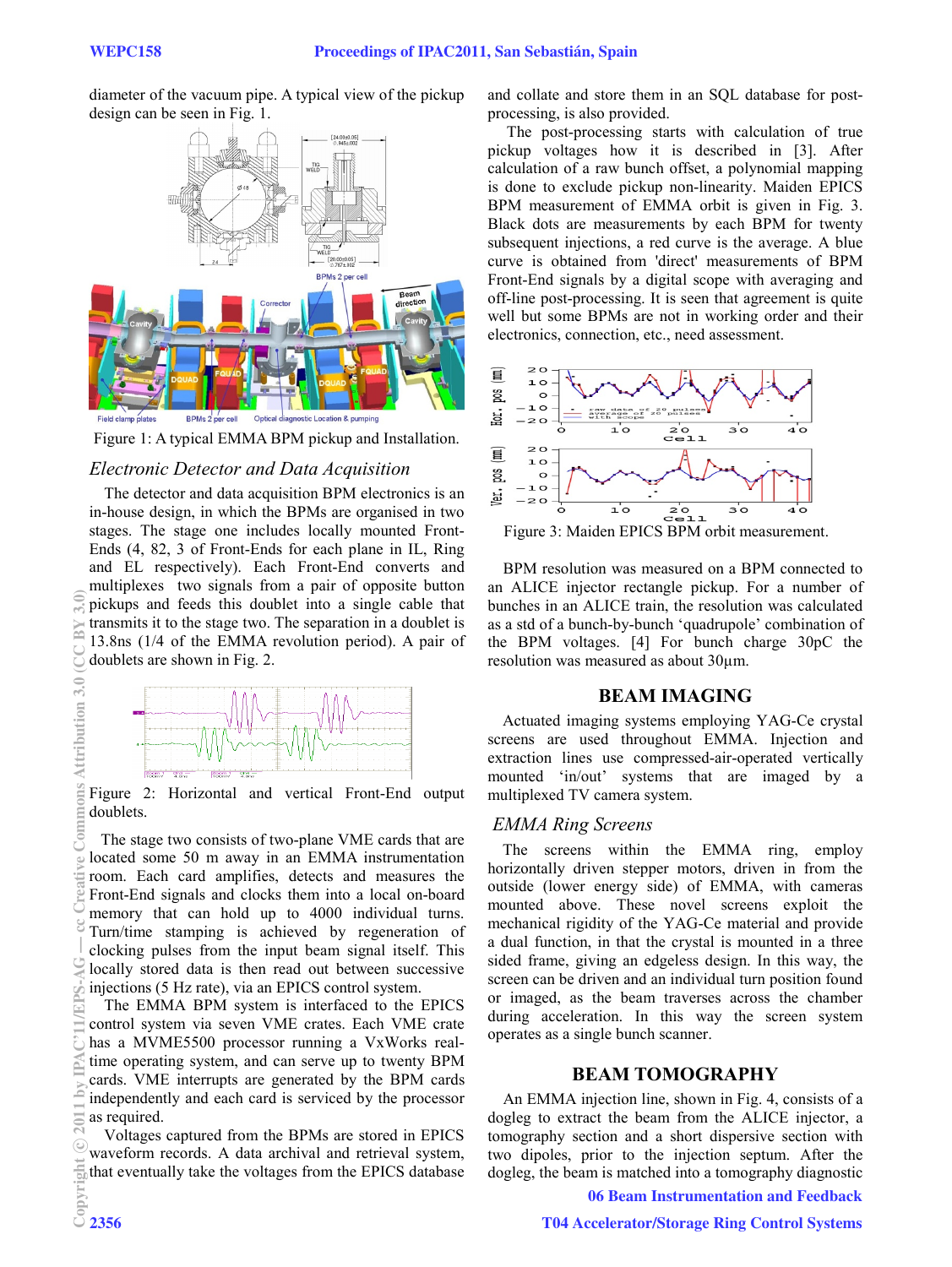diameter of the vacuum pipe. A typical view of the pickup design can be seen in Fig. 1.

Figure 1: A typical EMMA BPM pickup and Installation.

### *Electronic Detector and Data Acquisition*

The detector and data acquisition BPM electronics is an in-house design, in which the BPMs are organised in two stages. The stage one includes locally mounted Front-Ends (4, 82, 3 of Front-Ends for each plane in IL, Ring and EL respectively). Each Front-End converts and multiplexes two signals from a pair of opposite button pickups and feeds this doublet into a single cable that transmits it to the stage two. The separation in a doublet is 13.8ns (1/4 of the EMMA revolution period). A pair of doublets are shown in Fig. 2.

Figure 2: Horizontal and vertical Front-End output doublets.

The stage two consists of two-plane VME cards that are located some 50 m away in an EMMA instrumentation room. Each card amplifies, detects and measures the Front-End signals and clocks them into a local on-board memory that can hold up to 4000 individual turns. Turn/time stamping is achieved by regeneration of clocking pulses from the input beam signal itself. This locally stored data is then read out between successive injections (5 Hz rate), via an EPICS control system.

The EMMA BPM system is interfaced to the EPICS control system via seven VME crates. Each VME crate has a MVME5500 processor running a VxWorks real-time operating system, and can serve up to twenty BPM cards. VME interrupts are generated by the BPM cards independently and each card is serviced by the processor as required.

Voltages captured from the BPMs are stored in EPICS waveform records. A data archival and retrieval system, that eventually take the voltages from the EPICS database and collate and store them in an SQL database for post-processing, is also provided.

The post-processing starts with calculation of true pickup voltages how it is described in [3]. After calculation of a raw bunch offset, a polynomial mapping is done to exclude pickup non-linearity. Maiden EPICS BPM measurement of EMMA orbit is given in Fig. 3. Black dots are measurements by each BPM for twenty subsequent injections, a red curve is the average. A blue curve is obtained from 'direct' measurements of BPM Front-End signals by a digital scope with averaging and off-line post-processing. It is seen that agreement is quite well but some BPMs are not in working order and their electronics, connection, etc., need assessment.

Figure 3: Maiden EPICS BPM orbit measurement.

BPM resolution was measured on a BPM connected to an ALICE injector rectangle pickup. For a number of bunches in an ALICE train, the resolution was calculated as a std of a bunch-by-bunch 'quadrupole' combination of the BPM voltages. [4] For bunch charge 30pC the resolution was measured as about 30µm.

## BEAM IMAGING

Actuated imaging systems employing YAG-Ce crystal screens are used throughout EMMA. Injection and extraction lines use compressed-air-operated vertically mounted 'in/out' systems that are imaged by a multiplexed TV camera system.

### *EMMA Ring Screens*

The screens within the EMMA ring, employ horizontally driven stepper motors, driven in from the outside (lower energy side) of EMMA, with cameras mounted above. These novel screens exploit the mechanical rigidity of the YAG-Ce material and provide a dual function, in that the crystal is mounted in a three sided frame, giving an edgeless design. In this way, the screen can be driven and an individual turn position found or imaged, as the beam traverses across the chamber during acceleration. In this way the screen system operates as a single bunch scanner.

## BEAM TOMOGRAPHY

An EMMA injection line, shown in Fig. 4, consists of a dogleg to extract the beam from the ALICE injector, a tomography section and a short dispersive section with two dipoles, prior to the injection septum. After the dogleg, the beam is matched into a tomography diagnostic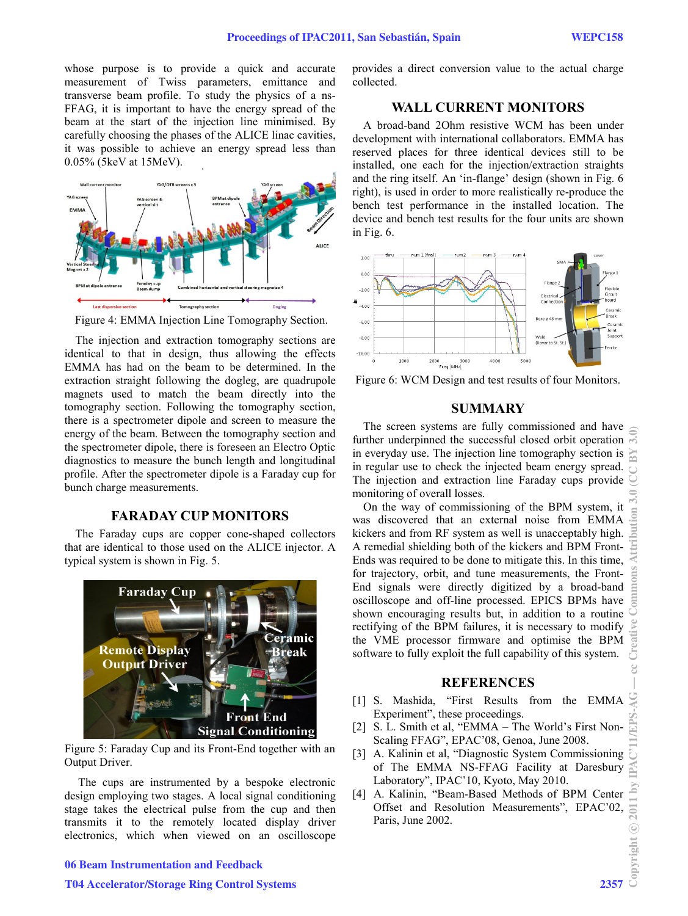whose purpose is to provide a quick and accurate measurement of Twiss parameters, emittance and transverse beam profile. To study the physics of a ns-FFAG, it is important to have the energy spread of the beam at the start of the injection line minimised. By carefully choosing the phases of the ALICE linac cavities, it was possible to achieve an energy spread less than 0.05% (5keV at 15MeV).

Wall current monitor
YAG/OTR screens x 3
YAG screen
YAG screen
EMMA
YAG screen & vertical slit
BPM at dipole entrance
Beam Direction
ALICE
Vertical Steering Magnet x 2
BPM at dipole entrance
Faraday cup Beam dump
Combined horizontal and vertical steering magnets x 4
Last dispersive section
Tomography section
Dogleg

Figure 4: EMMA Injection Line Tomography Section.

The injection and extraction tomography sections are identical to that in design, thus allowing the effects EMMA has had on the beam to be determined. In the extraction straight following the dogleg, are quadrupole magnets used to match the beam directly into the tomography section. Following the tomography section, there is a spectrometer dipole and screen to measure the energy of the beam. Between the tomography section and the spectrometer dipole, there is foreseen an Electro Optic diagnostics to measure the bunch length and longitudinal profile. After the spectrometer dipole is a Faraday cup for bunch charge measurements.

## FARADAY CUP MONITORS

The Faraday cups are copper cone-shaped collectors that are identical to those used on the ALICE injector. A typical system is shown in Fig. 5.

Faraday Cup
Ceramic Break
Remote Display Output Driver
Front End Signal Conditioning

Figure 5: Faraday Cup and its Front-End together with an Output Driver.

The cups are instrumented by a bespoke electronic design employing two stages. A local signal conditioning stage takes the electrical pulse from the cup and then transmits it to the remotely located display driver electronics, which when viewed on an oscilloscope provides a direct conversion value to the actual charge collected.

## WALL CURRENT MONITORS

A broad-band 2Ohm resistive WCM has been under development with international collaborators. EMMA has reserved places for three identical devices still to be installed, one each for the injection/extraction straights and the ring itself. An 'in-flange' design (shown in Fig. 6 right), is used in order to more realistically re-produce the bench test performance in the installed location. The device and bench test results for the four units are shown in Fig. 6.

thru
num 1 (final)
num 2
num 3
num 4
2.00
0.00
-2.00
-4.00
-6.00
-8.00
-10.00
dB
0
1000
2000
3000
4000
5000
Freq [MHz]
cover
SMA
Flange 1
Flange 2
Electrical Connection
Flexible Circuit board
Ceramic Break
Bore ø 48 mm
Ceramic Joint Support
Weld (Kovar to St. St.)
Ferrite

Figure 6: WCM Design and test results of four Monitors.

## SUMMARY

The screen systems are fully commissioned and have further underpinned the successful closed orbit operation in everyday use. The injection line tomography section is in regular use to check the injected beam energy spread. The injection and extraction line Faraday cups provide monitoring of overall losses.

On the way of commissioning of the BPM system, it was discovered that an external noise from EMMA kickers and from RF system as well is unacceptably high. A remedial shielding both of the kickers and BPM Front-Ends was required to be done to mitigate this. In this time, for trajectory, orbit, and tune measurements, the Front-End signals were directly digitized by a broad-band oscilloscope and off-line processed. EPICS BPMs have shown encouraging results but, in addition to a routine rectifying of the BPM failures, it is necessary to modify the VME processor firmware and optimise the BPM software to fully exploit the full capability of this system.

## REFERENCES

[1] S. Mashida, "First Results from the EMMA Experiment", these proceedings.

[2] S. L. Smith et al, "EMMA – The World's First Non-Scaling FFAG", EPAC'08, Genoa, June 2008.

[3] A. Kalinin et al, "Diagnostic System Commissioning of The EMMA NS-FFAG Facility at Daresbury Laboratory", IPAC'10, Kyoto, May 2010.

[4] A. Kalinin, "Beam-Based Methods of BPM Center Offset and Resolution Measurements", EPAC'02, Paris, June 2002.